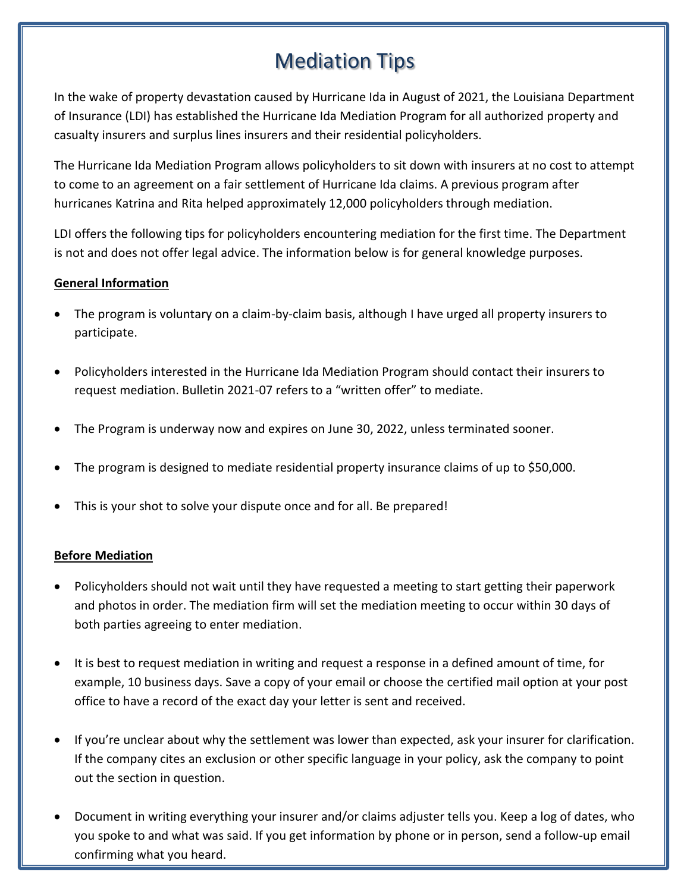# Mediation Tips

In the wake of property devastation caused by Hurricane Ida in August of 2021, the Louisiana Department of Insurance (LDI) has established the Hurricane Ida Mediation Program for all authorized property and casualty insurers and surplus lines insurers and their residential policyholders.

The Hurricane Ida Mediation Program allows policyholders to sit down with insurers at no cost to attempt to come to an agreement on a fair settlement of Hurricane Ida claims. A previous program after hurricanes Katrina and Rita helped approximately 12,000 policyholders through mediation.

LDI offers the following tips for policyholders encountering mediation for the first time. The Department is not and does not offer legal advice. The information below is for general knowledge purposes.

**General Information**

- The program is voluntary on a claim-by-claim basis, although I have urged all property insurers to participate.
- Policyholders interested in the Hurricane Ida Mediation Program should contact their insurers to request mediation. Bulletin 2021-07 refers to a "written offer" to mediate.
- The Program is underway now and expires on June 30, 2022, unless terminated sooner.
- The program is designed to mediate residential property insurance claims of up to $50,000.
- This is your shot to solve your dispute once and for all. Be prepared!

**Before Mediation**

- Policyholders should not wait until they have requested a meeting to start getting their paperwork and photos in order. The mediation firm will set the mediation meeting to occur within 30 days of both parties agreeing to enter mediation.
- It is best to request mediation in writing and request a response in a defined amount of time, for example, 10 business days. Save a copy of your email or choose the certified mail option at your post office to have a record of the exact day your letter is sent and received.
- If you're unclear about why the settlement was lower than expected, ask your insurer for clarification. If the company cites an exclusion or other specific language in your policy, ask the company to point out the section in question.
- Document in writing everything your insurer and/or claims adjuster tells you. Keep a log of dates, who you spoke to and what was said. If you get information by phone or in person, send a follow-up email confirming what you heard.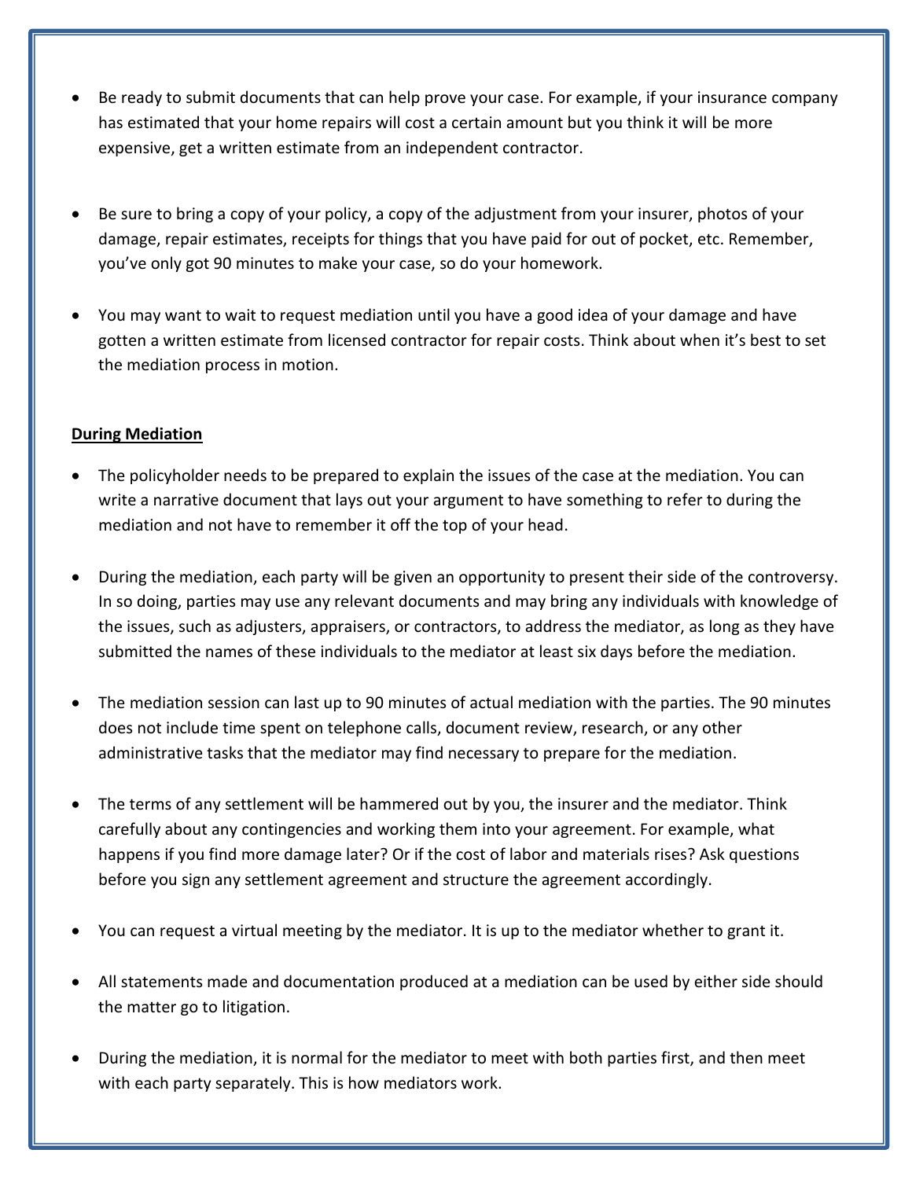- Be ready to submit documents that can help prove your case. For example, if your insurance company has estimated that your home repairs will cost a certain amount but you think it will be more expensive, get a written estimate from an independent contractor.

- Be sure to bring a copy of your policy, a copy of the adjustment from your insurer, photos of your damage, repair estimates, receipts for things that you have paid for out of pocket, etc. Remember, you've only got 90 minutes to make your case, so do your homework.

- You may want to wait to request mediation until you have a good idea of your damage and have gotten a written estimate from licensed contractor for repair costs. Think about when it's best to set the mediation process in motion.

**<u>During Mediation</u>**

- The policyholder needs to be prepared to explain the issues of the case at the mediation. You can write a narrative document that lays out your argument to have something to refer to during the mediation and not have to remember it off the top of your head.

- During the mediation, each party will be given an opportunity to present their side of the controversy. In so doing, parties may use any relevant documents and may bring any individuals with knowledge of the issues, such as adjusters, appraisers, or contractors, to address the mediator, as long as they have submitted the names of these individuals to the mediator at least six days before the mediation.

- The mediation session can last up to 90 minutes of actual mediation with the parties. The 90 minutes does not include time spent on telephone calls, document review, research, or any other administrative tasks that the mediator may find necessary to prepare for the mediation.

- The terms of any settlement will be hammered out by you, the insurer and the mediator. Think carefully about any contingencies and working them into your agreement. For example, what happens if you find more damage later? Or if the cost of labor and materials rises? Ask questions before you sign any settlement agreement and structure the agreement accordingly.

- You can request a virtual meeting by the mediator. It is up to the mediator whether to grant it.

- All statements made and documentation produced at a mediation can be used by either side should the matter go to litigation.

- During the mediation, it is normal for the mediator to meet with both parties first, and then meet with each party separately. This is how mediators work.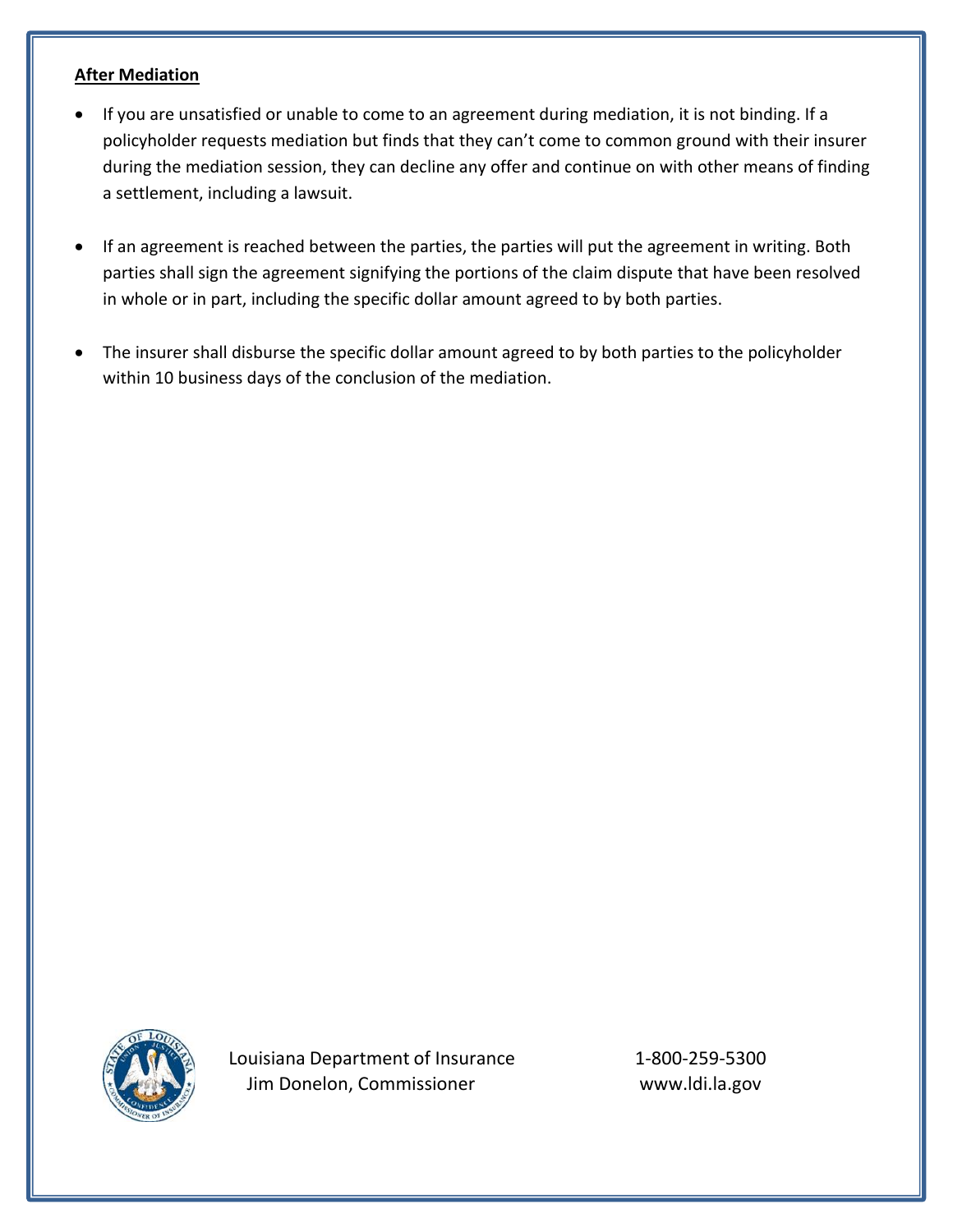**After Mediation**

- If you are unsatisfied or unable to come to an agreement during mediation, it is not binding. If a policyholder requests mediation but finds that they can't come to common ground with their insurer during the mediation session, they can decline any offer and continue on with other means of finding a settlement, including a lawsuit.

- If an agreement is reached between the parties, the parties will put the agreement in writing. Both parties shall sign the agreement signifying the portions of the claim dispute that have been resolved in whole or in part, including the specific dollar amount agreed to by both parties.

- The insurer shall disburse the specific dollar amount agreed to by both parties to the policyholder within 10 business days of the conclusion of the mediation.

Louisiana Department of Insurance
Jim Donelon, Commissioner

1-800-259-5300
www.ldi.la.gov